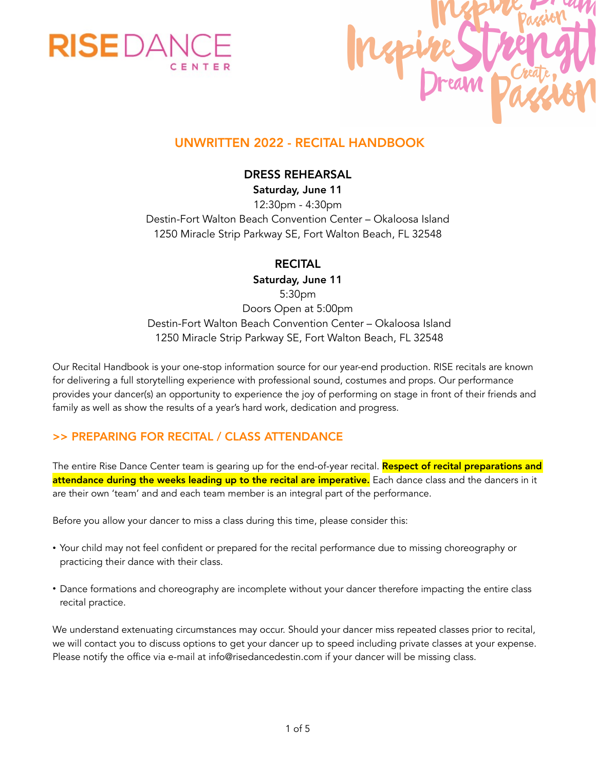RISE DANCE CENTER

# UNWRITTEN 2022 - RECITAL HANDBOOK

## DRESS REHEARSAL

**Saturday, June 11**
12:30pm - 4:30pm
Destin-Fort Walton Beach Convention Center – Okaloosa Island
1250 Miracle Strip Parkway SE, Fort Walton Beach, FL 32548

## RECITAL

**Saturday, June 11**
5:30pm
Doors Open at 5:00pm
Destin-Fort Walton Beach Convention Center – Okaloosa Island
1250 Miracle Strip Parkway SE, Fort Walton Beach, FL 32548

Our Recital Handbook is your one-stop information source for our year-end production. RISE recitals are known for delivering a full storytelling experience with professional sound, costumes and props. Our performance provides your dancer(s) an opportunity to experience the joy of performing on stage in front of their friends and family as well as show the results of a year's hard work, dedication and progress.

## >> PREPARING FOR RECITAL / CLASS ATTENDANCE

The entire Rise Dance Center team is gearing up for the end-of-year recital. **Respect of recital preparations and attendance during the weeks leading up to the recital are imperative.** Each dance class and the dancers in it are their own 'team' and and each team member is an integral part of the performance.

Before you allow your dancer to miss a class during this time, please consider this:

- Your child may not feel confident or prepared for the recital performance due to missing choreography or practicing their dance with their class.
- Dance formations and choreography are incomplete without your dancer therefore impacting the entire class recital practice.

We understand extenuating circumstances may occur. Should your dancer miss repeated classes prior to recital, we will contact you to discuss options to get your dancer up to speed including private classes at your expense. Please notify the office via e-mail at info@risedancedestin.com if your dancer will be missing class.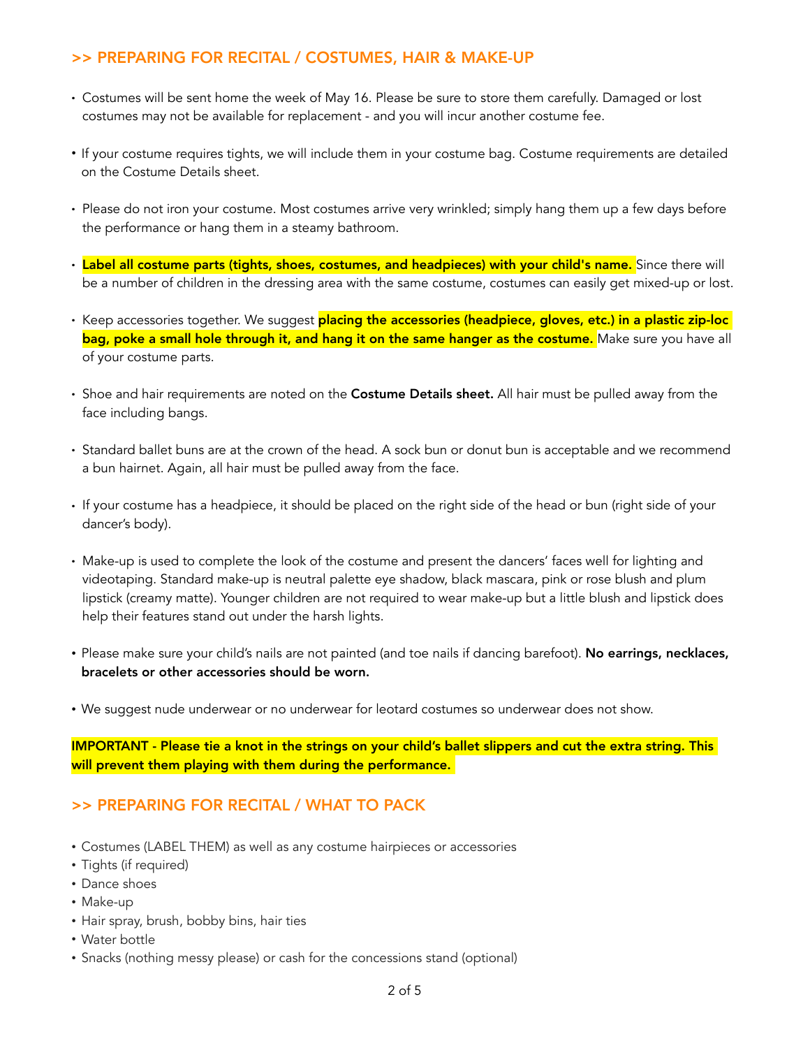## >> PREPARING FOR RECITAL / COSTUMES, HAIR & MAKE-UP

- Costumes will be sent home the week of May 16. Please be sure to store them carefully. Damaged or lost costumes may not be available for replacement - and you will incur another costume fee.
- If your costume requires tights, we will include them in your costume bag. Costume requirements are detailed on the Costume Details sheet.
- Please do not iron your costume. Most costumes arrive very wrinkled; simply hang them up a few days before the performance or hang them in a steamy bathroom.
- **Label all costume parts (tights, shoes, costumes, and headpieces) with your child's name.** Since there will be a number of children in the dressing area with the same costume, costumes can easily get mixed-up or lost.
- Keep accessories together. We suggest **placing the accessories (headpiece, gloves, etc.) in a plastic zip-loc bag, poke a small hole through it, and hang it on the same hanger as the costume.** Make sure you have all of your costume parts.
- Shoe and hair requirements are noted on the **Costume Details sheet.** All hair must be pulled away from the face including bangs.
- Standard ballet buns are at the crown of the head. A sock bun or donut bun is acceptable and we recommend a bun hairnet. Again, all hair must be pulled away from the face.
- If your costume has a headpiece, it should be placed on the right side of the head or bun (right side of your dancer's body).
- Make-up is used to complete the look of the costume and present the dancers' faces well for lighting and videotaping. Standard make-up is neutral palette eye shadow, black mascara, pink or rose blush and plum lipstick (creamy matte). Younger children are not required to wear make-up but a little blush and lipstick does help their features stand out under the harsh lights.
- Please make sure your child's nails are not painted (and toe nails if dancing barefoot). **No earrings, necklaces, bracelets or other accessories should be worn.**
- We suggest nude underwear or no underwear for leotard costumes so underwear does not show.

**IMPORTANT - Please tie a knot in the strings on your child's ballet slippers and cut the extra string. This will prevent them playing with them during the performance.**

## >> PREPARING FOR RECITAL / WHAT TO PACK

- Costumes (LABEL THEM) as well as any costume hairpieces or accessories
- Tights (if required)
- Dance shoes
- Make-up
- Hair spray, brush, bobby bins, hair ties
- Water bottle
- Snacks (nothing messy please) or cash for the concessions stand (optional)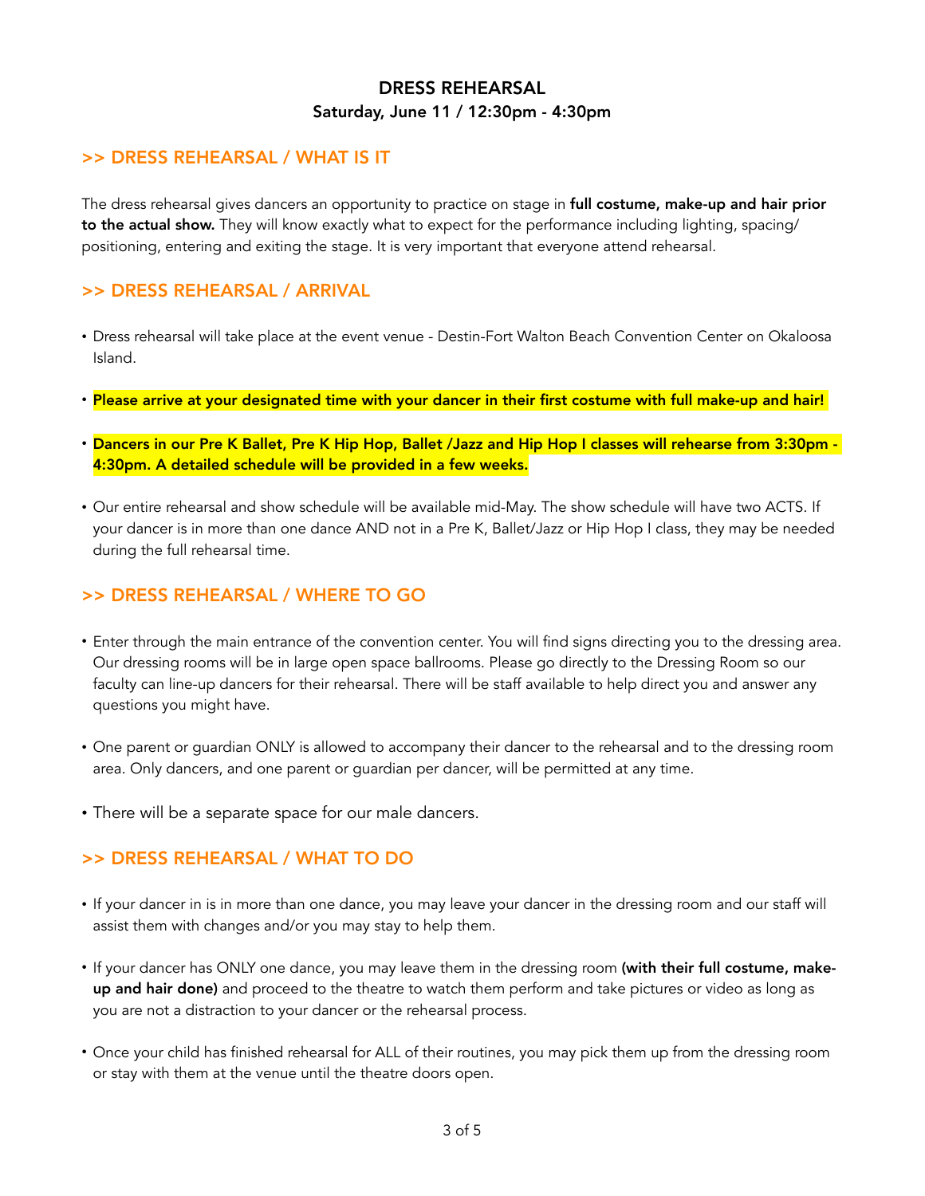# DRESS REHEARSAL

**Saturday, June 11 / 12:30pm - 4:30pm**

## >> DRESS REHEARSAL / WHAT IS IT

The dress rehearsal gives dancers an opportunity to practice on stage in **full costume, make-up and hair prior to the actual show.** They will know exactly what to expect for the performance including lighting, spacing/ positioning, entering and exiting the stage. It is very important that everyone attend rehearsal.

## >> DRESS REHEARSAL / ARRIVAL

- Dress rehearsal will take place at the event venue - Destin-Fort Walton Beach Convention Center on Okaloosa Island.
- **Please arrive at your designated time with your dancer in their first costume with full make-up and hair!**
- **Dancers in our Pre K Ballet, Pre K Hip Hop, Ballet /Jazz and Hip Hop I classes will rehearse from 3:30pm - 4:30pm. A detailed schedule will be provided in a few weeks.**
- Our entire rehearsal and show schedule will be available mid-May. The show schedule will have two ACTS. If your dancer is in more than one dance AND not in a Pre K, Ballet/Jazz or Hip Hop I class, they may be needed during the full rehearsal time.

## >> DRESS REHEARSAL / WHERE TO GO

- Enter through the main entrance of the convention center. You will find signs directing you to the dressing area. Our dressing rooms will be in large open space ballrooms. Please go directly to the Dressing Room so our faculty can line-up dancers for their rehearsal. There will be staff available to help direct you and answer any questions you might have.
- One parent or guardian ONLY is allowed to accompany their dancer to the rehearsal and to the dressing room area. Only dancers, and one parent or guardian per dancer, will be permitted at any time.
- There will be a separate space for our male dancers.

## >> DRESS REHEARSAL / WHAT TO DO

- If your dancer in is in more than one dance, you may leave your dancer in the dressing room and our staff will assist them with changes and/or you may stay to help them.
- If your dancer has ONLY one dance, you may leave them in the dressing room **(with their full costume, make-up and hair done)** and proceed to the theatre to watch them perform and take pictures or video as long as you are not a distraction to your dancer or the rehearsal process.
- Once your child has finished rehearsal for ALL of their routines, you may pick them up from the dressing room or stay with them at the venue until the theatre doors open.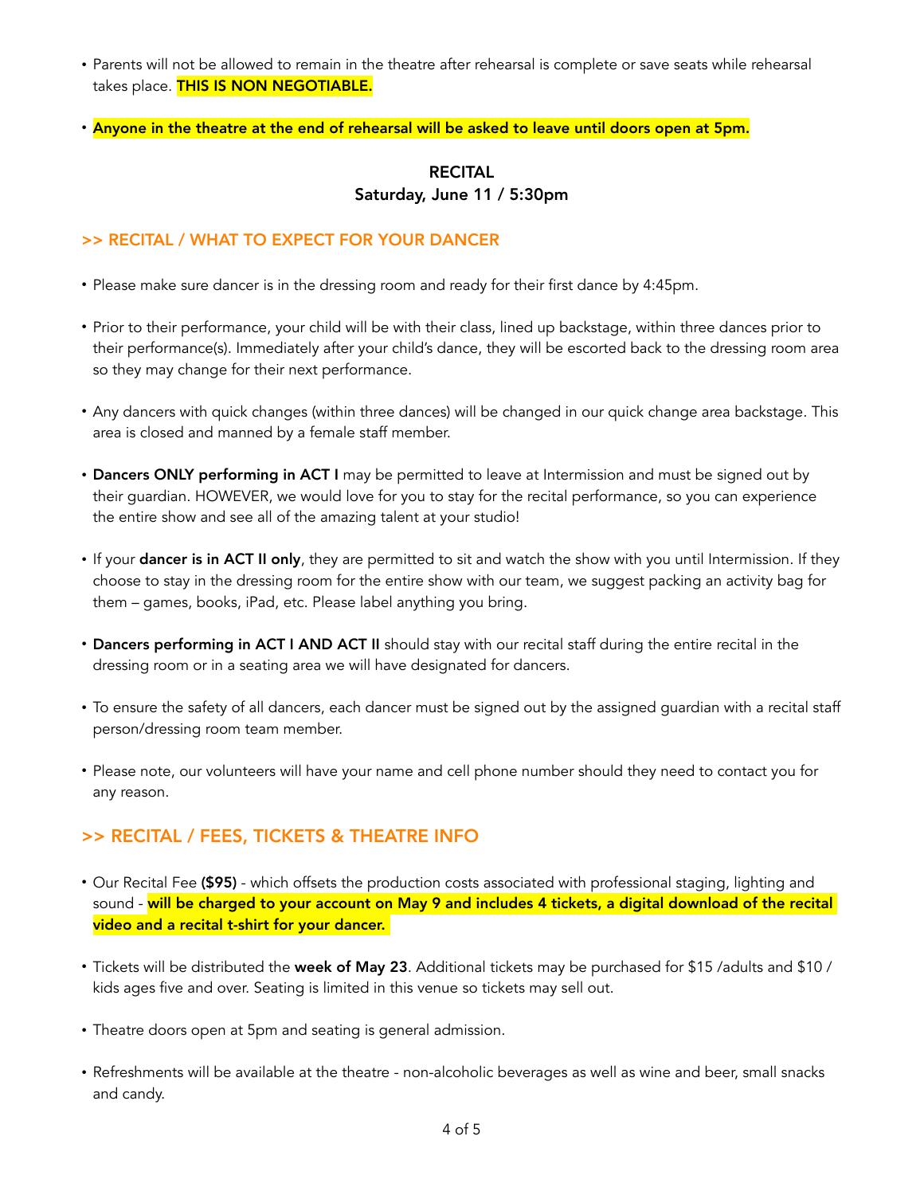- Parents will not be allowed to remain in the theatre after rehearsal is complete or save seats while rehearsal takes place. **THIS IS NON NEGOTIABLE.**

- **Anyone in the theatre at the end of rehearsal will be asked to leave until doors open at 5pm.**

## RECITAL
## Saturday, June 11 / 5:30pm

## >> RECITAL / WHAT TO EXPECT FOR YOUR DANCER

- Please make sure dancer is in the dressing room and ready for their first dance by 4:45pm.

- Prior to their performance, your child will be with their class, lined up backstage, within three dances prior to their performance(s). Immediately after your child's dance, they will be escorted back to the dressing room area so they may change for their next performance.

- Any dancers with quick changes (within three dances) will be changed in our quick change area backstage. This area is closed and manned by a female staff member.

- **Dancers ONLY performing in ACT I** may be permitted to leave at Intermission and must be signed out by their guardian. HOWEVER, we would love for you to stay for the recital performance, so you can experience the entire show and see all of the amazing talent at your studio!

- If your **dancer is in ACT II only**, they are permitted to sit and watch the show with you until Intermission. If they choose to stay in the dressing room for the entire show with our team, we suggest packing an activity bag for them – games, books, iPad, etc. Please label anything you bring.

- **Dancers performing in ACT I AND ACT II** should stay with our recital staff during the entire recital in the dressing room or in a seating area we will have designated for dancers.

- To ensure the safety of all dancers, each dancer must be signed out by the assigned guardian with a recital staff person/dressing room team member.

- Please note, our volunteers will have your name and cell phone number should they need to contact you for any reason.

## >> RECITAL / FEES, TICKETS & THEATRE INFO

- Our Recital Fee **($95)** - which offsets the production costs associated with professional staging, lighting and sound - **will be charged to your account on May 9 and includes 4 tickets, a digital download of the recital video and a recital t-shirt for your dancer.**

- Tickets will be distributed the **week of May 23**. Additional tickets may be purchased for $15 /adults and $10 / kids ages five and over. Seating is limited in this venue so tickets may sell out.

- Theatre doors open at 5pm and seating is general admission.

- Refreshments will be available at the theatre - non-alcoholic beverages as well as wine and beer, small snacks and candy.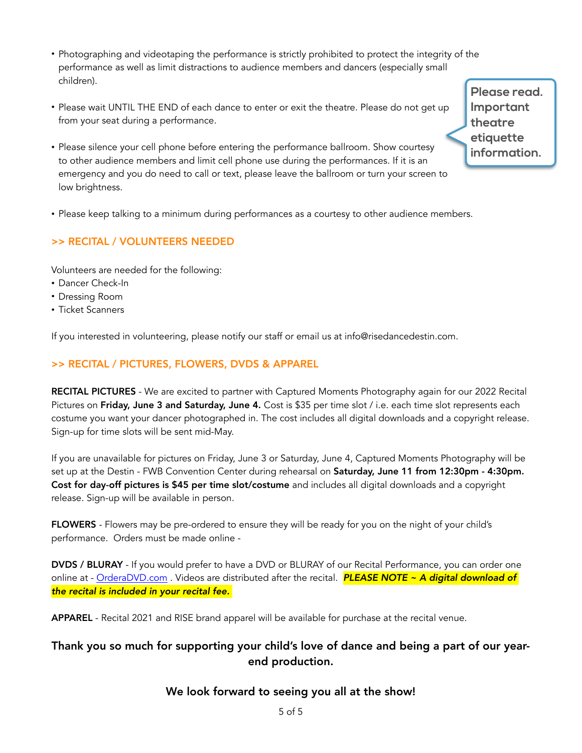- Photographing and videotaping the performance is strictly prohibited to protect the integrity of the performance as well as limit distractions to audience members and dancers (especially small children).

- Please wait UNTIL THE END of each dance to enter or exit the theatre. Please do not get up from your seat during a performance.

- Please silence your cell phone before entering the performance ballroom. Show courtesy to other audience members and limit cell phone use during the performances. If it is an emergency and you do need to call or text, please leave the ballroom or turn your screen to low brightness.

- Please keep talking to a minimum during performances as a courtesy to other audience members.

**Please read. Important theatre etiquette information.**

## >> RECITAL / VOLUNTEERS NEEDED

Volunteers are needed for the following:

- Dancer Check-In
- Dressing Room
- Ticket Scanners

If you interested in volunteering, please notify our staff or email us at info@risedancedestin.com.

## >> RECITAL / PICTURES, FLOWERS, DVDS & APPAREL

**RECITAL PICTURES** - We are excited to partner with Captured Moments Photography again for our 2022 Recital Pictures on **Friday, June 3 and Saturday, June 4.** Cost is $35 per time slot / i.e. each time slot represents each costume you want your dancer photographed in. The cost includes all digital downloads and a copyright release. Sign-up for time slots will be sent mid-May.

If you are unavailable for pictures on Friday, June 3 or Saturday, June 4, Captured Moments Photography will be set up at the Destin - FWB Convention Center during rehearsal on **Saturday, June 11 from 12:30pm - 4:30pm. Cost for day-off pictures is $45 per time slot/costume** and includes all digital downloads and a copyright release. Sign-up will be available in person.

**FLOWERS** - Flowers may be pre-ordered to ensure they will be ready for you on the night of your child's performance. Orders must be made online -

**DVDS / BLURAY** - If you would prefer to have a DVD or BLURAY of our Recital Performance, you can order one online at - [OrderaDVD.com](OrderaDVD.com) . Videos are distributed after the recital. ***PLEASE NOTE ~ A digital download of the recital is included in your recital fee.***

**APPAREL** - Recital 2021 and RISE brand apparel will be available for purchase at the recital venue.

### Thank you so much for supporting your child's love of dance and being a part of our year-end production.

### We look forward to seeing you all at the show!